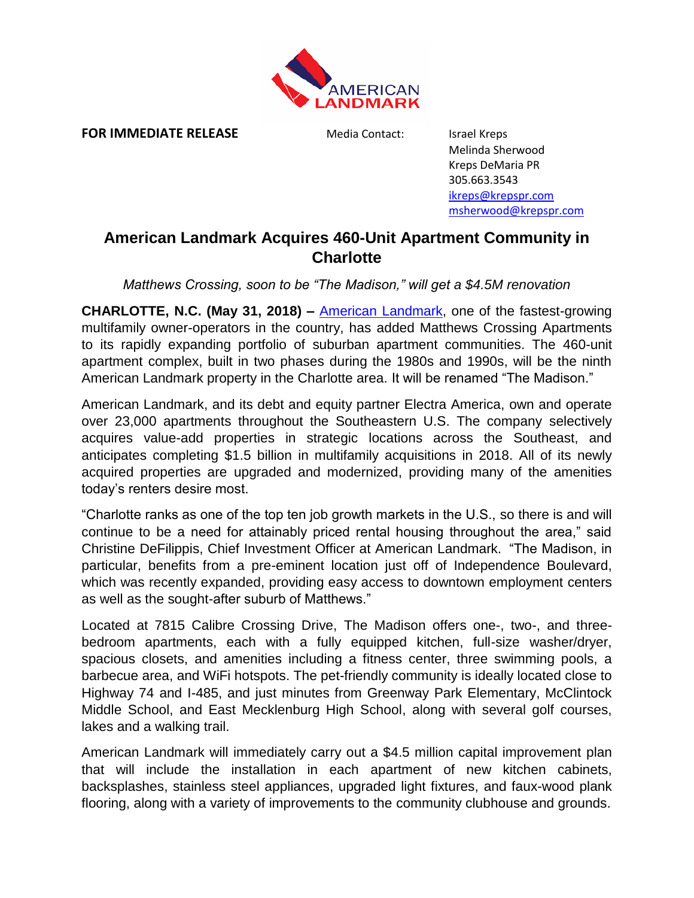AMERICAN LANDMARK

**FOR IMMEDIATE RELEASE**

Media Contact:

Israel Kreps
Melinda Sherwood
Kreps DeMaria PR
305.663.3543
ikreps@krepspr.com
msherwood@krepspr.com

# American Landmark Acquires 460-Unit Apartment Community in Charlotte

*Matthews Crossing, soon to be "The Madison," will get a $4.5M renovation*

**CHARLOTTE, N.C. (May 31, 2018) –** American Landmark, one of the fastest-growing multifamily owner-operators in the country, has added Matthews Crossing Apartments to its rapidly expanding portfolio of suburban apartment communities. The 460-unit apartment complex, built in two phases during the 1980s and 1990s, will be the ninth American Landmark property in the Charlotte area. It will be renamed "The Madison."

American Landmark, and its debt and equity partner Electra America, own and operate over 23,000 apartments throughout the Southeastern U.S. The company selectively acquires value-add properties in strategic locations across the Southeast, and anticipates completing $1.5 billion in multifamily acquisitions in 2018. All of its newly acquired properties are upgraded and modernized, providing many of the amenities today's renters desire most.

"Charlotte ranks as one of the top ten job growth markets in the U.S., so there is and will continue to be a need for attainably priced rental housing throughout the area," said Christine DeFilippis, Chief Investment Officer at American Landmark. "The Madison, in particular, benefits from a pre-eminent location just off of Independence Boulevard, which was recently expanded, providing easy access to downtown employment centers as well as the sought-after suburb of Matthews."

Located at 7815 Calibre Crossing Drive, The Madison offers one-, two-, and three-bedroom apartments, each with a fully equipped kitchen, full-size washer/dryer, spacious closets, and amenities including a fitness center, three swimming pools, a barbecue area, and WiFi hotspots. The pet-friendly community is ideally located close to Highway 74 and I-485, and just minutes from Greenway Park Elementary, McClintock Middle School, and East Mecklenburg High School, along with several golf courses, lakes and a walking trail.

American Landmark will immediately carry out a $4.5 million capital improvement plan that will include the installation in each apartment of new kitchen cabinets, backsplashes, stainless steel appliances, upgraded light fixtures, and faux-wood plank flooring, along with a variety of improvements to the community clubhouse and grounds.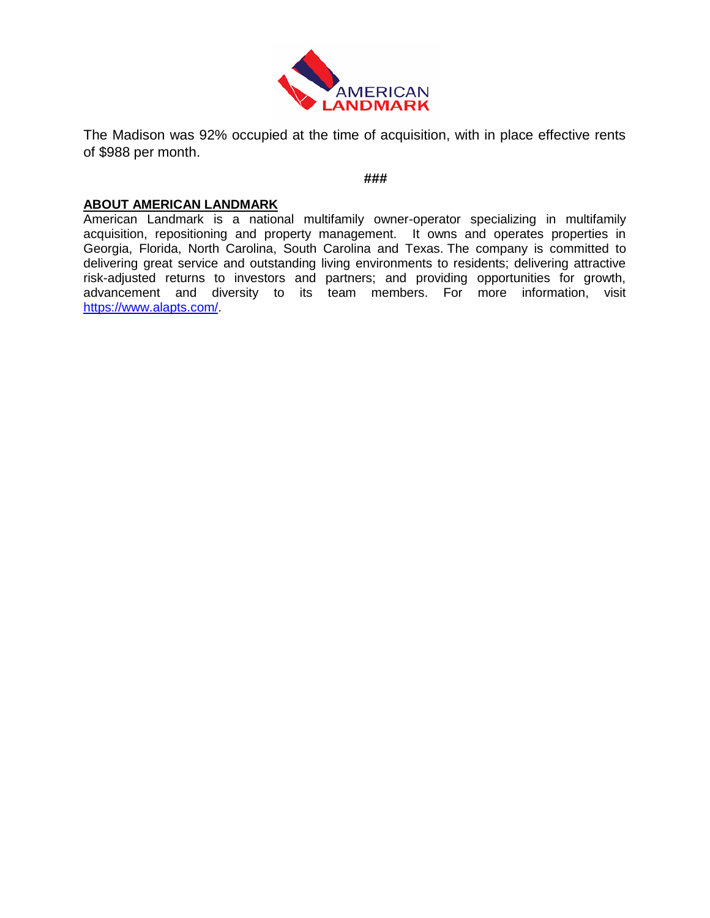The Madison was 92% occupied at the time of acquisition, with in place effective rents of $988 per month.

###

**ABOUT AMERICAN LANDMARK**

American Landmark is a national multifamily owner-operator specializing in multifamily acquisition, repositioning and property management. It owns and operates properties in Georgia, Florida, North Carolina, South Carolina and Texas. The company is committed to delivering great service and outstanding living environments to residents; delivering attractive risk-adjusted returns to investors and partners; and providing opportunities for growth, advancement and diversity to its team members. For more information, visit https://www.alapts.com/.